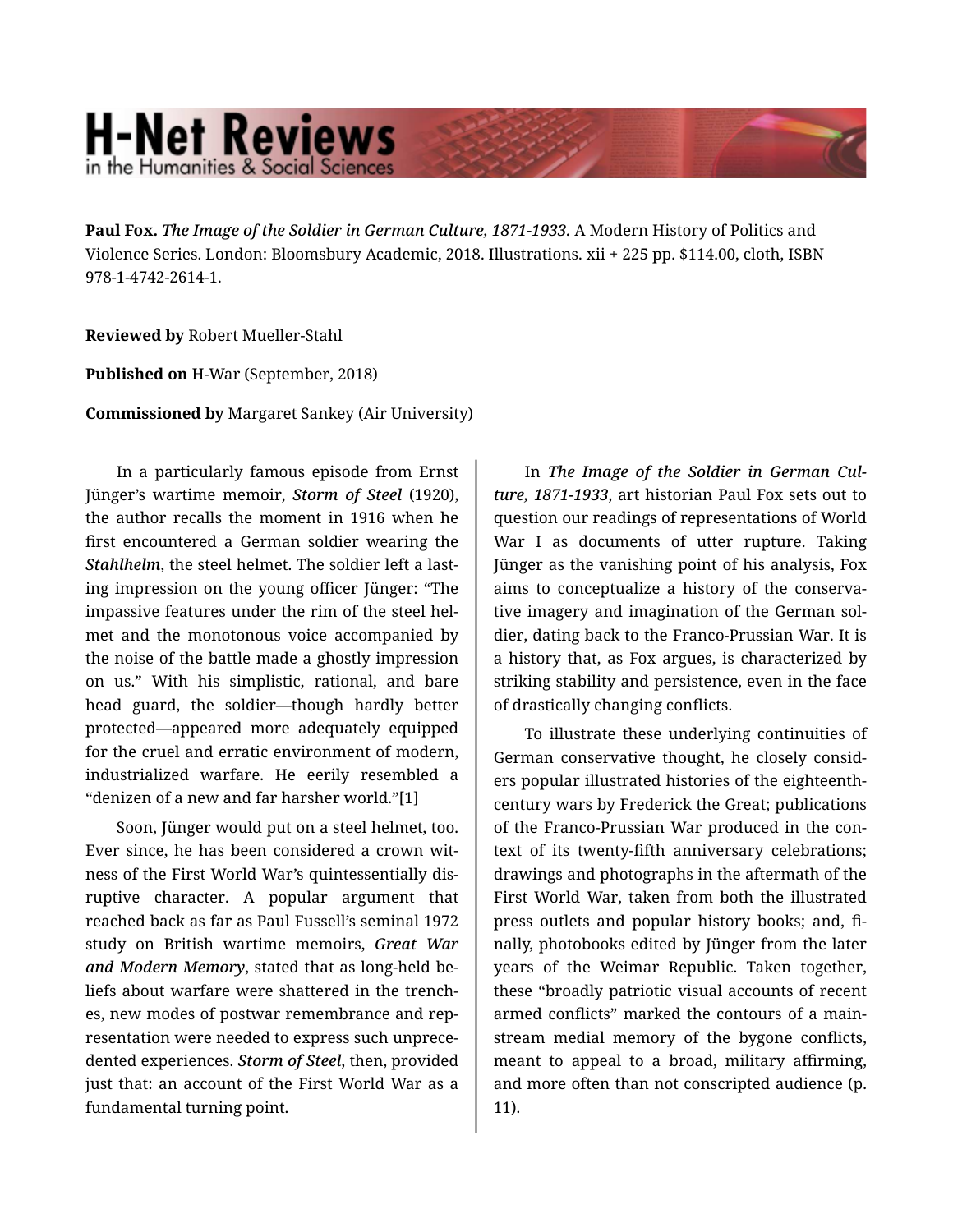# H-Net Reviews in the Humanities & Social Sciences

**Paul Fox.** *The Image of the Soldier in German Culture, 1871-1933.* A Modern History of Politics and Violence Series. London: Bloomsbury Academic, 2018. Illustrations. xii + 225 pp. $114.00, cloth, ISBN 978-1-4742-2614-1.

**Reviewed by** Robert Mueller-Stahl

**Published on** H-War (September, 2018)

**Commissioned by** Margaret Sankey (Air University)

In a particularly famous episode from Ernst Jünger's wartime memoir, ***Storm of Steel*** (1920), the author recalls the moment in 1916 when he first encountered a German soldier wearing the ***Stahlhelm***, the steel helmet. The soldier left a lasting impression on the young officer Jünger: "The impassive features under the rim of the steel helmet and the monotonous voice accompanied by the noise of the battle made a ghostly impression on us." With his simplistic, rational, and bare head guard, the soldier—though hardly better protected—appeared more adequately equipped for the cruel and erratic environment of modern, industrialized warfare. He eerily resembled a "denizen of a new and far harsher world."[1]

Soon, Jünger would put on a steel helmet, too. Ever since, he has been considered a crown witness of the First World War's quintessentially disruptive character. A popular argument that reached back as far as Paul Fussell's seminal 1972 study on British wartime memoirs, ***Great War and Modern Memory***, stated that as long-held beliefs about warfare were shattered in the trenches, new modes of postwar remembrance and representation were needed to express such unprecedented experiences. ***Storm of Steel***, then, provided just that: an account of the First World War as a fundamental turning point.

In ***The Image of the Soldier in German Culture, 1871-1933***, art historian Paul Fox sets out to question our readings of representations of World War I as documents of utter rupture. Taking Jünger as the vanishing point of his analysis, Fox aims to conceptualize a history of the conservative imagery and imagination of the German soldier, dating back to the Franco-Prussian War. It is a history that, as Fox argues, is characterized by striking stability and persistence, even in the face of drastically changing conflicts.

To illustrate these underlying continuities of German conservative thought, he closely considers popular illustrated histories of the eighteenth-century wars by Frederick the Great; publications of the Franco-Prussian War produced in the context of its twenty-fifth anniversary celebrations; drawings and photographs in the aftermath of the First World War, taken from both the illustrated press outlets and popular history books; and, finally, photobooks edited by Jünger from the later years of the Weimar Republic. Taken together, these "broadly patriotic visual accounts of recent armed conflicts" marked the contours of a mainstream medial memory of the bygone conflicts, meant to appeal to a broad, military affirming, and more often than not conscripted audience (p. 11).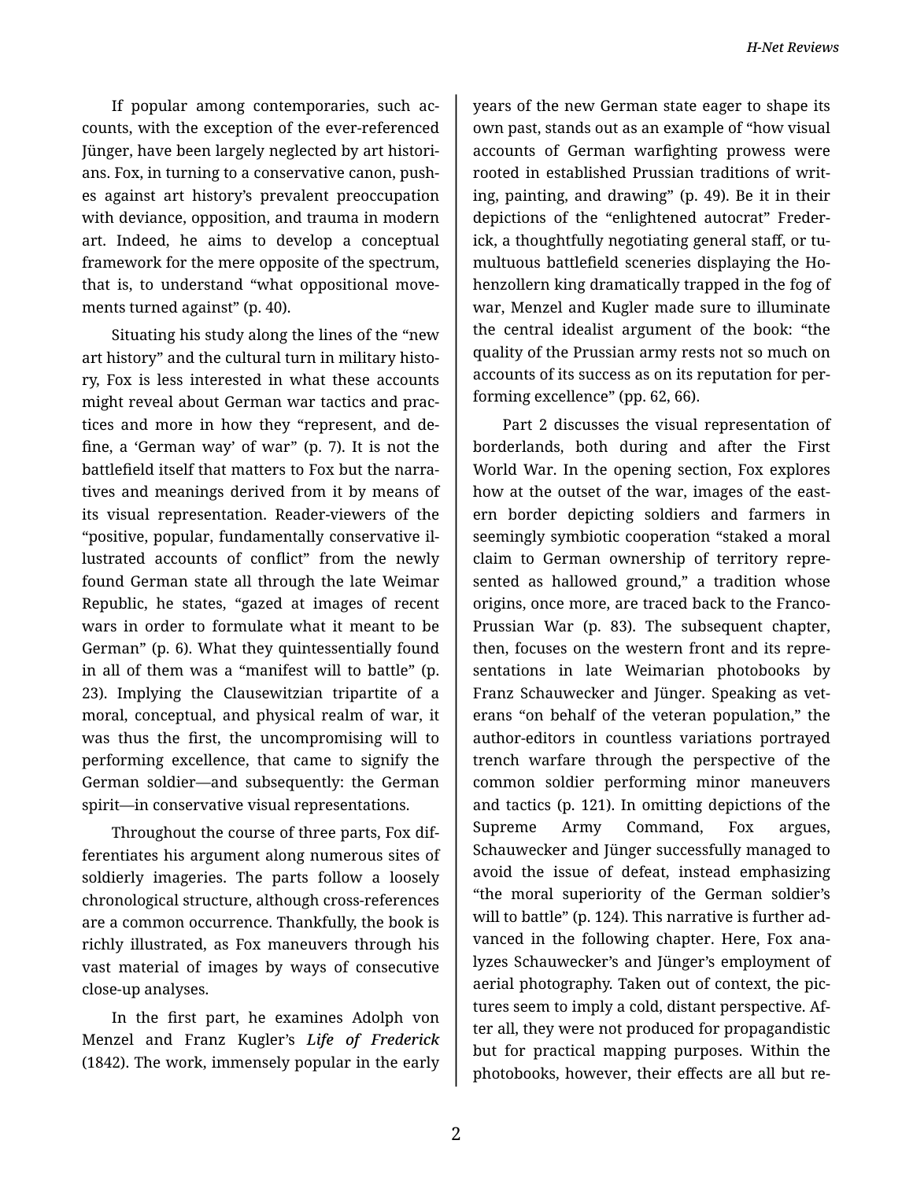If popular among contemporaries, such accounts, with the exception of the ever-referenced Jünger, have been largely neglected by art historians. Fox, in turning to a conservative canon, pushes against art history's prevalent preoccupation with deviance, opposition, and trauma in modern art. Indeed, he aims to develop a conceptual framework for the mere opposite of the spectrum, that is, to understand "what oppositional movements turned against" (p. 40).

Situating his study along the lines of the "new art history" and the cultural turn in military history, Fox is less interested in what these accounts might reveal about German war tactics and practices and more in how they "represent, and define, a 'German way' of war" (p. 7). It is not the battlefield itself that matters to Fox but the narratives and meanings derived from it by means of its visual representation. Reader-viewers of the "positive, popular, fundamentally conservative illustrated accounts of conflict" from the newly found German state all through the late Weimar Republic, he states, "gazed at images of recent wars in order to formulate what it meant to be German" (p. 6). What they quintessentially found in all of them was a "manifest will to battle" (p. 23). Implying the Clausewitzian tripartite of a moral, conceptual, and physical realm of war, it was thus the first, the uncompromising will to performing excellence, that came to signify the German soldier—and subsequently: the German spirit—in conservative visual representations.

Throughout the course of three parts, Fox differentiates his argument along numerous sites of soldierly imageries. The parts follow a loosely chronological structure, although cross-references are a common occurrence. Thankfully, the book is richly illustrated, as Fox maneuvers through his vast material of images by ways of consecutive close-up analyses.

In the first part, he examines Adolph von Menzel and Franz Kugler's *Life of Frederick* (1842). The work, immensely popular in the early years of the new German state eager to shape its own past, stands out as an example of "how visual accounts of German warfighting prowess were rooted in established Prussian traditions of writing, painting, and drawing" (p. 49). Be it in their depictions of the "enlightened autocrat" Frederick, a thoughtfully negotiating general staff, or tumultuous battlefield sceneries displaying the Hohenzollern king dramatically trapped in the fog of war, Menzel and Kugler made sure to illuminate the central idealist argument of the book: "the quality of the Prussian army rests not so much on accounts of its success as on its reputation for performing excellence" (pp. 62, 66).

Part 2 discusses the visual representation of borderlands, both during and after the First World War. In the opening section, Fox explores how at the outset of the war, images of the eastern border depicting soldiers and farmers in seemingly symbiotic cooperation "staked a moral claim to German ownership of territory represented as hallowed ground," a tradition whose origins, once more, are traced back to the Franco-Prussian War (p. 83). The subsequent chapter, then, focuses on the western front and its representations in late Weimarian photobooks by Franz Schauwecker and Jünger. Speaking as veterans "on behalf of the veteran population," the author-editors in countless variations portrayed trench warfare through the perspective of the common soldier performing minor maneuvers and tactics (p. 121). In omitting depictions of the Supreme Army Command, Fox argues, Schauwecker and Jünger successfully managed to avoid the issue of defeat, instead emphasizing "the moral superiority of the German soldier's will to battle" (p. 124). This narrative is further advanced in the following chapter. Here, Fox analyzes Schauwecker's and Jünger's employment of aerial photography. Taken out of context, the pictures seem to imply a cold, distant perspective. After all, they were not produced for propagandistic but for practical mapping purposes. Within the photobooks, however, their effects are all but re-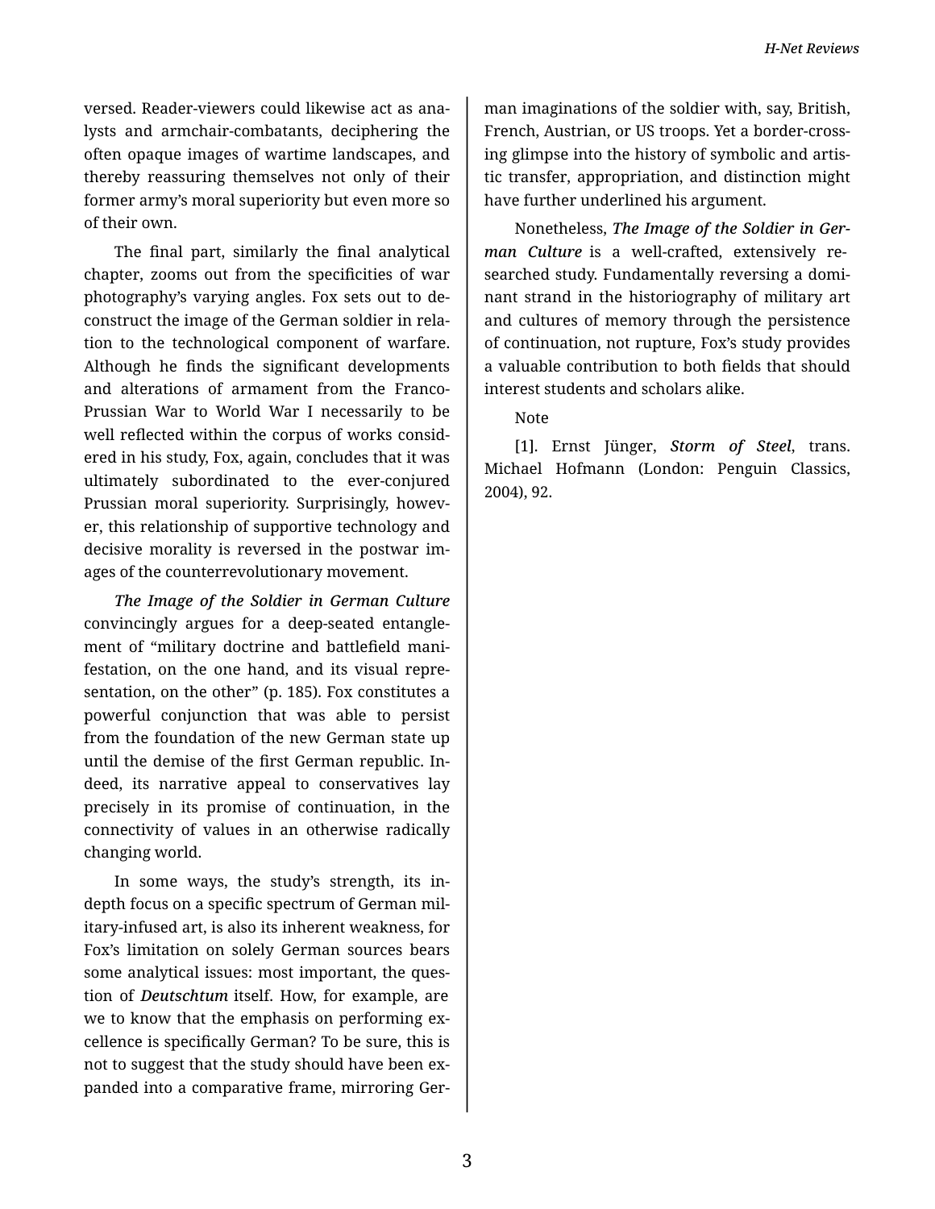versed. Reader-viewers could likewise act as analysts and armchair-combatants, deciphering the often opaque images of wartime landscapes, and thereby reassuring themselves not only of their former army's moral superiority but even more so of their own.

The final part, similarly the final analytical chapter, zooms out from the specificities of war photography's varying angles. Fox sets out to deconstruct the image of the German soldier in relation to the technological component of warfare. Although he finds the significant developments and alterations of armament from the Franco-Prussian War to World War I necessarily to be well reflected within the corpus of works considered in his study, Fox, again, concludes that it was ultimately subordinated to the ever-conjured Prussian moral superiority. Surprisingly, however, this relationship of supportive technology and decisive morality is reversed in the postwar images of the counterrevolutionary movement.

***The Image of the Soldier in German Culture*** convincingly argues for a deep-seated entanglement of "military doctrine and battlefield manifestation, on the one hand, and its visual representation, on the other" (p. 185). Fox constitutes a powerful conjunction that was able to persist from the foundation of the new German state up until the demise of the first German republic. Indeed, its narrative appeal to conservatives lay precisely in its promise of continuation, in the connectivity of values in an otherwise radically changing world.

In some ways, the study's strength, its in-depth focus on a specific spectrum of German military-infused art, is also its inherent weakness, for Fox's limitation on solely German sources bears some analytical issues: most important, the question of ***Deutschtum*** itself. How, for example, are we to know that the emphasis on performing excellence is specifically German? To be sure, this is not to suggest that the study should have been expanded into a comparative frame, mirroring German imaginations of the soldier with, say, British, French, Austrian, or US troops. Yet a border-crossing glimpse into the history of symbolic and artistic transfer, appropriation, and distinction might have further underlined his argument.

Nonetheless, ***The Image of the Soldier in German Culture*** is a well-crafted, extensively researched study. Fundamentally reversing a dominant strand in the historiography of military art and cultures of memory through the persistence of continuation, not rupture, Fox's study provides a valuable contribution to both fields that should interest students and scholars alike.

Note

[1]. Ernst Jünger, ***Storm of Steel***, trans. Michael Hofmann (London: Penguin Classics, 2004), 92.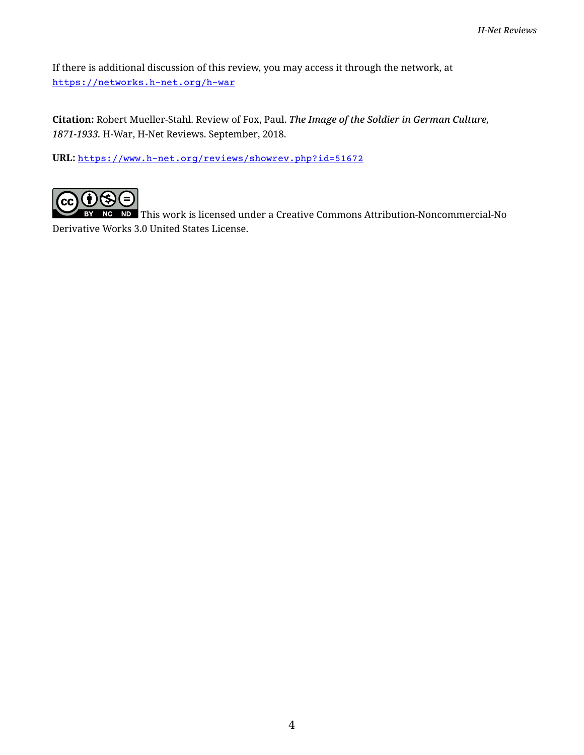If there is additional discussion of this review, you may access it through the network, at https://networks.h-net.org/h-war

**Citation:** Robert Mueller-Stahl. Review of Fox, Paul. ***The Image of the Soldier in German Culture, 1871-1933.*** H-War, H-Net Reviews. September, 2018.

**URL:** https://www.h-net.org/reviews/showrev.php?id=51672

This work is licensed under a Creative Commons Attribution-Noncommercial-No Derivative Works 3.0 United States License.